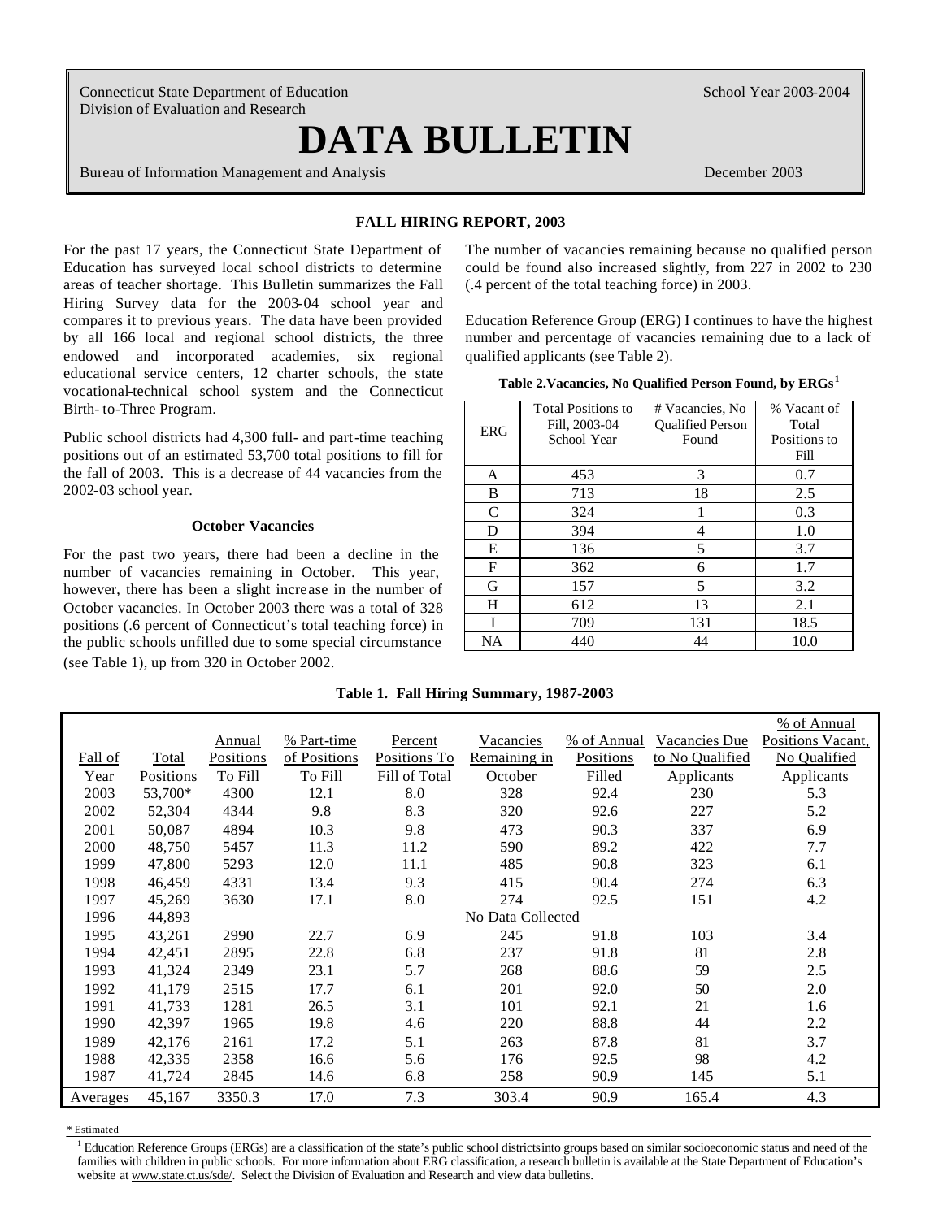Connecticut State Department of Education
Division of Evaluation and Research

School Year 2003-2004

# DATA BULLETIN

Bureau of Information Management and Analysis

December 2003

## FALL HIRING REPORT, 2003

For the past 17 years, the Connecticut State Department of Education has surveyed local school districts to determine areas of teacher shortage. This Bulletin summarizes the Fall Hiring Survey data for the 2003-04 school year and compares it to previous years. The data have been provided by all 166 local and regional school districts, the three endowed and incorporated academies, six regional educational service centers, 12 charter schools, the state vocational-technical school system and the Connecticut Birth-to-Three Program.

Public school districts had 4,300 full- and part-time teaching positions out of an estimated 53,700 total positions to fill for the fall of 2003. This is a decrease of 44 vacancies from the 2002-03 school year.

### October Vacancies

For the past two years, there had been a decline in the number of vacancies remaining in October. This year, however, there has been a slight increase in the number of October vacancies. In October 2003 there was a total of 328 positions (.6 percent of Connecticut's total teaching force) in the public schools unfilled due to some special circumstance (see Table 1), up from 320 in October 2002.

The number of vacancies remaining because no qualified person could be found also increased slightly, from 227 in 2002 to 230 (.4 percent of the total teaching force) in 2003.

Education Reference Group (ERG) I continues to have the highest number and percentage of vacancies remaining due to a lack of qualified applicants (see Table 2).

**Table 2. Vacancies, No Qualified Person Found, by ERGs[1]**

| ERG | Total Positions to Fill, 2003-04 School Year | # Vacancies, No Qualified Person Found | % Vacant of Total Positions to Fill |
|---|---|---|---|
| A | 453 | 3 | 0.7 |
| B | 713 | 18 | 2.5 |
| C | 324 | 1 | 0.3 |
| D | 394 | 4 | 1.0 |
| E | 136 | 5 | 3.7 |
| F | 362 | 6 | 1.7 |
| G | 157 | 5 | 3.2 |
| H | 612 | 13 | 2.1 |
| I | 709 | 131 | 18.5 |
| NA | 440 | 44 | 10.0 |

**Table 1. Fall Hiring Summary, 1987-2003**

| Fall of Year | Total Positions | Annual Positions To Fill | % Part-time of Positions To Fill | Percent Positions To Fill of Total | Vacancies Remaining in October | % of Annual Positions Filled | Vacancies Due to No Qualified Applicants | % of Annual Positions Vacant, No Qualified Applicants |
|---|---|---|---|---|---|---|---|---|
| 2003 | 53,700* | 4300 | 12.1 | 8.0 | 328 | 92.4 | 230 | 5.3 |
| 2002 | 52,304 | 4344 | 9.8 | 8.3 | 320 | 92.6 | 227 | 5.2 |
| 2001 | 50,087 | 4894 | 10.3 | 9.8 | 473 | 90.3 | 337 | 6.9 |
| 2000 | 48,750 | 5457 | 11.3 | 11.2 | 590 | 89.2 | 422 | 7.7 |
| 1999 | 47,800 | 5293 | 12.0 | 11.1 | 485 | 90.8 | 323 | 6.1 |
| 1998 | 46,459 | 4331 | 13.4 | 9.3 | 415 | 90.4 | 274 | 6.3 |
| 1997 | 45,269 | 3630 | 17.1 | 8.0 | 274 | 92.5 | 151 | 4.2 |
| 1996 | 44,893 | | | | No Data Collected | | | |
| 1995 | 43,261 | 2990 | 22.7 | 6.9 | 245 | 91.8 | 103 | 3.4 |
| 1994 | 42,451 | 2895 | 22.8 | 6.8 | 237 | 91.8 | 81 | 2.8 |
| 1993 | 41,324 | 2349 | 23.1 | 5.7 | 268 | 88.6 | 59 | 2.5 |
| 1992 | 41,179 | 2515 | 17.7 | 6.1 | 201 | 92.0 | 50 | 2.0 |
| 1991 | 41,733 | 1281 | 26.5 | 3.1 | 101 | 92.1 | 21 | 1.6 |
| 1990 | 42,397 | 1965 | 19.8 | 4.6 | 220 | 88.8 | 44 | 2.2 |
| 1989 | 42,176 | 2161 | 17.2 | 5.1 | 263 | 87.8 | 81 | 3.7 |
| 1988 | 42,335 | 2358 | 16.6 | 5.6 | 176 | 92.5 | 98 | 4.2 |
| 1987 | 41,724 | 2845 | 14.6 | 6.8 | 258 | 90.9 | 145 | 5.1 |
| Averages | 45,167 | 3350.3 | 17.0 | 7.3 | 303.4 | 90.9 | 165.4 | 4.3 |

\* Estimated

[1] Education Reference Groups (ERGs) are a classification of the state's public school districts into groups based on similar socioeconomic status and need of the families with children in public schools. For more information about ERG classification, a research bulletin is available at the State Department of Education's website at www.state.ct.us/sde/. Select the Division of Evaluation and Research and view data bulletins.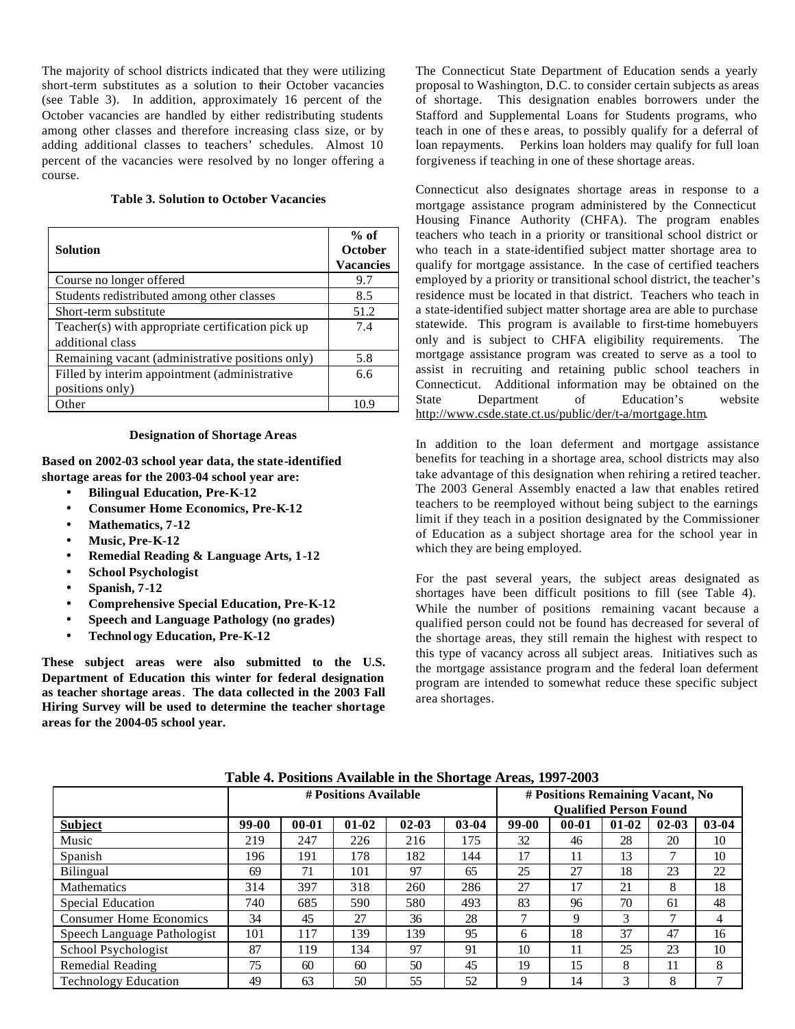The majority of school districts indicated that they were utilizing short-term substitutes as a solution to their October vacancies (see Table 3). In addition, approximately 16 percent of the October vacancies are handled by either redistributing students among other classes and therefore increasing class size, or by adding additional classes to teachers' schedules. Almost 10 percent of the vacancies were resolved by no longer offering a course.

**Table 3. Solution to October Vacancies**

| Solution | % of October Vacancies |
|---|---|
| Course no longer offered | 9.7 |
| Students redistributed among other classes | 8.5 |
| Short-term substitute | 51.2 |
| Teacher(s) with appropriate certification pick up additional class | 7.4 |
| Remaining vacant (administrative positions only) | 5.8 |
| Filled by interim appointment (administrative positions only) | 6.6 |
| Other | 10.9 |

### Designation of Shortage Areas

**Based on 2002-03 school year data, the state-identified shortage areas for the 2003-04 school year are:**

- **Bilingual Education, Pre-K-12**
- **Consumer Home Economics, Pre-K-12**
- **Mathematics, 7-12**
- **Music, Pre-K-12**
- **Remedial Reading & Language Arts, 1-12**
- **School Psychologist**
- **Spanish, 7-12**
- **Comprehensive Special Education, Pre-K-12**
- **Speech and Language Pathology (no grades)**
- **Technology Education, Pre-K-12**

**These subject areas were also submitted to the U.S. Department of Education this winter for federal designation as teacher shortage areas. The data collected in the 2003 Fall Hiring Survey will be used to determine the teacher shortage areas for the 2004-05 school year.**

The Connecticut State Department of Education sends a yearly proposal to Washington, D.C. to consider certain subjects as areas of shortage. This designation enables borrowers under the Stafford and Supplemental Loans for Students programs, who teach in one of these areas, to possibly qualify for a deferral of loan repayments. Perkins loan holders may qualify for full loan forgiveness if teaching in one of these shortage areas.

Connecticut also designates shortage areas in response to a mortgage assistance program administered by the Connecticut Housing Finance Authority (CHFA). The program enables teachers who teach in a priority or transitional school district or who teach in a state-identified subject matter shortage area to qualify for mortgage assistance. In the case of certified teachers employed by a priority or transitional school district, the teacher's residence must be located in that district. Teachers who teach in a state-identified subject matter shortage area are able to purchase statewide. This program is available to first-time homebuyers only and is subject to CHFA eligibility requirements. The mortgage assistance program was created to serve as a tool to assist in recruiting and retaining public school teachers in Connecticut. Additional information may be obtained on the State Department of Education's website http://www.csde.state.ct.us/public/der/t-a/mortgage.htm.

In addition to the loan deferment and mortgage assistance benefits for teaching in a shortage area, school districts may also take advantage of this designation when rehiring a retired teacher. The 2003 General Assembly enacted a law that enables retired teachers to be reemployed without being subject to the earnings limit if they teach in a position designated by the Commissioner of Education as a subject shortage area for the school year in which they are being employed.

For the past several years, the subject areas designated as shortages have been difficult positions to fill (see Table 4). While the number of positions remaining vacant because a qualified person could not be found has decreased for several of the shortage areas, they still remain the highest with respect to this type of vacancy across all subject areas. Initiatives such as the mortgage assistance program and the federal loan deferment program are intended to somewhat reduce these specific subject area shortages.

**Table 4. Positions Available in the Shortage Areas, 1997-2003**

| | # Positions Available | | | | | # Positions Remaining Vacant, No Qualified Person Found | | | | |
|---|---|---|---|---|---|---|---|---|---|---|
| **Subject** | **99-00** | **00-01** | **01-02** | **02-03** | **03-04** | **99-00** | **00-01** | **01-02** | **02-03** | **03-04** |
| Music | 219 | 247 | 226 | 216 | 175 | 32 | 46 | 28 | 20 | 10 |
| Spanish | 196 | 191 | 178 | 182 | 144 | 17 | 11 | 13 | 7 | 10 |
| Bilingual | 69 | 71 | 101 | 97 | 65 | 25 | 27 | 18 | 23 | 22 |
| Mathematics | 314 | 397 | 318 | 260 | 286 | 27 | 17 | 21 | 8 | 18 |
| Special Education | 740 | 685 | 590 | 580 | 493 | 83 | 96 | 70 | 61 | 48 |
| Consumer Home Economics | 34 | 45 | 27 | 36 | 28 | 7 | 9 | 3 | 7 | 4 |
| Speech Language Pathologist | 101 | 117 | 139 | 139 | 95 | 6 | 18 | 37 | 47 | 16 |
| School Psychologist | 87 | 119 | 134 | 97 | 91 | 10 | 11 | 25 | 23 | 10 |
| Remedial Reading | 75 | 60 | 60 | 50 | 45 | 19 | 15 | 8 | 11 | 8 |
| Technology Education | 49 | 63 | 50 | 55 | 52 | 9 | 14 | 3 | 8 | 7 |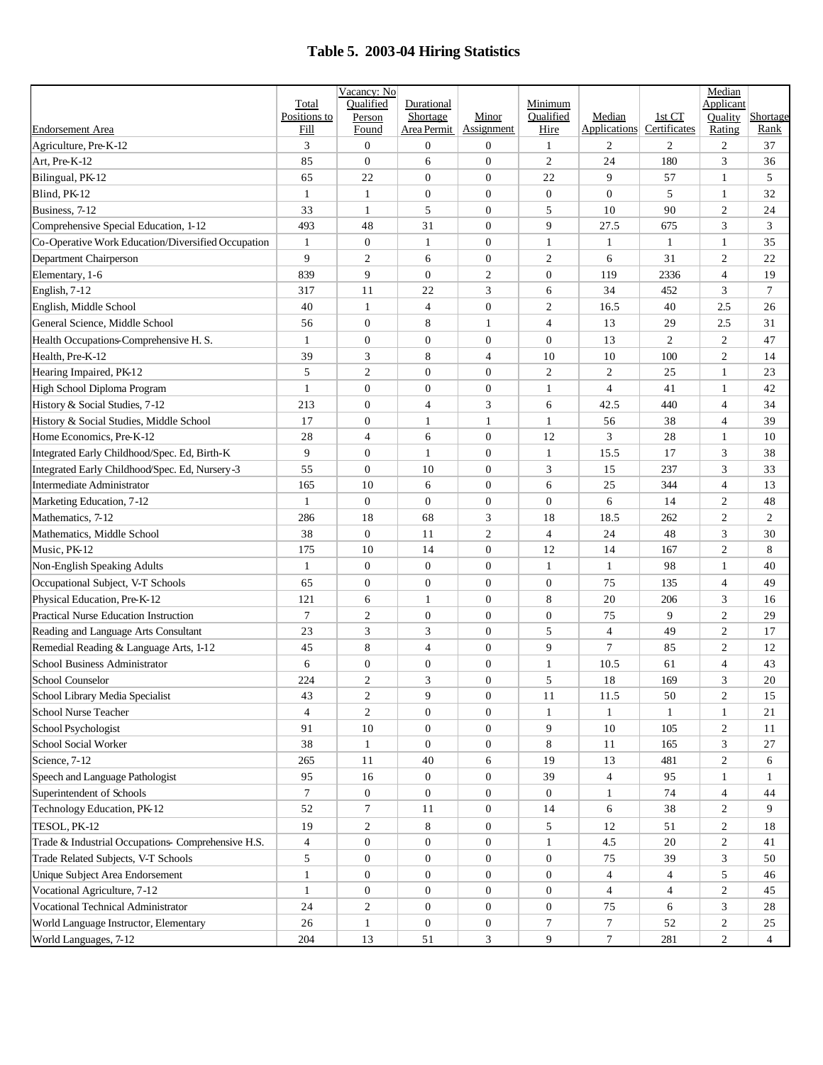# Table 5. 2003-04 Hiring Statistics

| Endorsement Area | Total Positions to Fill | Vacancy: No Qualified Person Found | Durational Shortage Area Permit | Minor Assignment | Minimum Qualified Hire | Median Applications | 1st CT Certificates | Median Applicant Quality Rating | Shortage Rank |
|---|---|---|---|---|---|---|---|---|---|
| Agriculture, Pre-K-12 | 3 | 0 | 0 | 0 | 1 | 2 | 2 | 2 | 37 |
| Art, Pre-K-12 | 85 | 0 | 6 | 0 | 2 | 24 | 180 | 3 | 36 |
| Bilingual, PK-12 | 65 | 22 | 0 | 0 | 22 | 9 | 57 | 1 | 5 |
| Blind, PK-12 | 1 | 1 | 0 | 0 | 0 | 0 | 5 | 1 | 32 |
| Business, 7-12 | 33 | 1 | 5 | 0 | 5 | 10 | 90 | 2 | 24 |
| Comprehensive Special Education, 1-12 | 493 | 48 | 31 | 0 | 9 | 27.5 | 675 | 3 | 3 |
| Co-Operative Work Education/Diversified Occupation | 1 | 0 | 1 | 0 | 1 | 1 | 1 | 1 | 35 |
| Department Chairperson | 9 | 2 | 6 | 0 | 2 | 6 | 31 | 2 | 22 |
| Elementary, 1-6 | 839 | 9 | 0 | 2 | 0 | 119 | 2336 | 4 | 19 |
| English, 7-12 | 317 | 11 | 22 | 3 | 6 | 34 | 452 | 3 | 7 |
| English, Middle School | 40 | 1 | 4 | 0 | 2 | 16.5 | 40 | 2.5 | 26 |
| General Science, Middle School | 56 | 0 | 8 | 1 | 4 | 13 | 29 | 2.5 | 31 |
| Health Occupations-Comprehensive H. S. | 1 | 0 | 0 | 0 | 0 | 13 | 2 | 2 | 47 |
| Health, Pre-K-12 | 39 | 3 | 8 | 4 | 10 | 10 | 100 | 2 | 14 |
| Hearing Impaired, PK-12 | 5 | 2 | 0 | 0 | 2 | 2 | 25 | 1 | 23 |
| High School Diploma Program | 1 | 0 | 0 | 0 | 1 | 4 | 41 | 1 | 42 |
| History & Social Studies, 7-12 | 213 | 0 | 4 | 3 | 6 | 42.5 | 440 | 4 | 34 |
| History & Social Studies, Middle School | 17 | 0 | 1 | 1 | 1 | 56 | 38 | 4 | 39 |
| Home Economics, Pre-K-12 | 28 | 4 | 6 | 0 | 12 | 3 | 28 | 1 | 10 |
| Integrated Early Childhood/Spec. Ed, Birth-K | 9 | 0 | 1 | 0 | 1 | 15.5 | 17 | 3 | 38 |
| Integrated Early Childhood/Spec. Ed, Nursery-3 | 55 | 0 | 10 | 0 | 3 | 15 | 237 | 3 | 33 |
| Intermediate Administrator | 165 | 10 | 6 | 0 | 6 | 25 | 344 | 4 | 13 |
| Marketing Education, 7-12 | 1 | 0 | 0 | 0 | 0 | 6 | 14 | 2 | 48 |
| Mathematics, 7-12 | 286 | 18 | 68 | 3 | 18 | 18.5 | 262 | 2 | 2 |
| Mathematics, Middle School | 38 | 0 | 11 | 2 | 4 | 24 | 48 | 3 | 30 |
| Music, PK-12 | 175 | 10 | 14 | 0 | 12 | 14 | 167 | 2 | 8 |
| Non-English Speaking Adults | 1 | 0 | 0 | 0 | 1 | 1 | 98 | 1 | 40 |
| Occupational Subject, V-T Schools | 65 | 0 | 0 | 0 | 0 | 75 | 135 | 4 | 49 |
| Physical Education, Pre-K-12 | 121 | 6 | 1 | 0 | 8 | 20 | 206 | 3 | 16 |
| Practical Nurse Education Instruction | 7 | 2 | 0 | 0 | 0 | 75 | 9 | 2 | 29 |
| Reading and Language Arts Consultant | 23 | 3 | 3 | 0 | 5 | 4 | 49 | 2 | 17 |
| Remedial Reading & Language Arts, 1-12 | 45 | 8 | 4 | 0 | 9 | 7 | 85 | 2 | 12 |
| School Business Administrator | 6 | 0 | 0 | 0 | 1 | 10.5 | 61 | 4 | 43 |
| School Counselor | 224 | 2 | 3 | 0 | 5 | 18 | 169 | 3 | 20 |
| School Library Media Specialist | 43 | 2 | 9 | 0 | 11 | 11.5 | 50 | 2 | 15 |
| School Nurse Teacher | 4 | 2 | 0 | 0 | 1 | 1 | 1 | 1 | 21 |
| School Psychologist | 91 | 10 | 0 | 0 | 9 | 10 | 105 | 2 | 11 |
| School Social Worker | 38 | 1 | 0 | 0 | 8 | 11 | 165 | 3 | 27 |
| Science, 7-12 | 265 | 11 | 40 | 6 | 19 | 13 | 481 | 2 | 6 |
| Speech and Language Pathologist | 95 | 16 | 0 | 0 | 39 | 4 | 95 | 1 | 1 |
| Superintendent of Schools | 7 | 0 | 0 | 0 | 0 | 1 | 74 | 4 | 44 |
| Technology Education, PK-12 | 52 | 7 | 11 | 0 | 14 | 6 | 38 | 2 | 9 |
| TESOL, PK-12 | 19 | 2 | 8 | 0 | 5 | 12 | 51 | 2 | 18 |
| Trade & Industrial Occupations- Comprehensive H.S. | 4 | 0 | 0 | 0 | 1 | 4.5 | 20 | 2 | 41 |
| Trade Related Subjects, V-T Schools | 5 | 0 | 0 | 0 | 0 | 75 | 39 | 3 | 50 |
| Unique Subject Area Endorsement | 1 | 0 | 0 | 0 | 0 | 4 | 4 | 5 | 46 |
| Vocational Agriculture, 7-12 | 1 | 0 | 0 | 0 | 0 | 4 | 4 | 2 | 45 |
| Vocational Technical Administrator | 24 | 2 | 0 | 0 | 0 | 75 | 6 | 3 | 28 |
| World Language Instructor, Elementary | 26 | 1 | 0 | 0 | 7 | 7 | 52 | 2 | 25 |
| World Languages, 7-12 | 204 | 13 | 51 | 3 | 9 | 7 | 281 | 2 | 4 |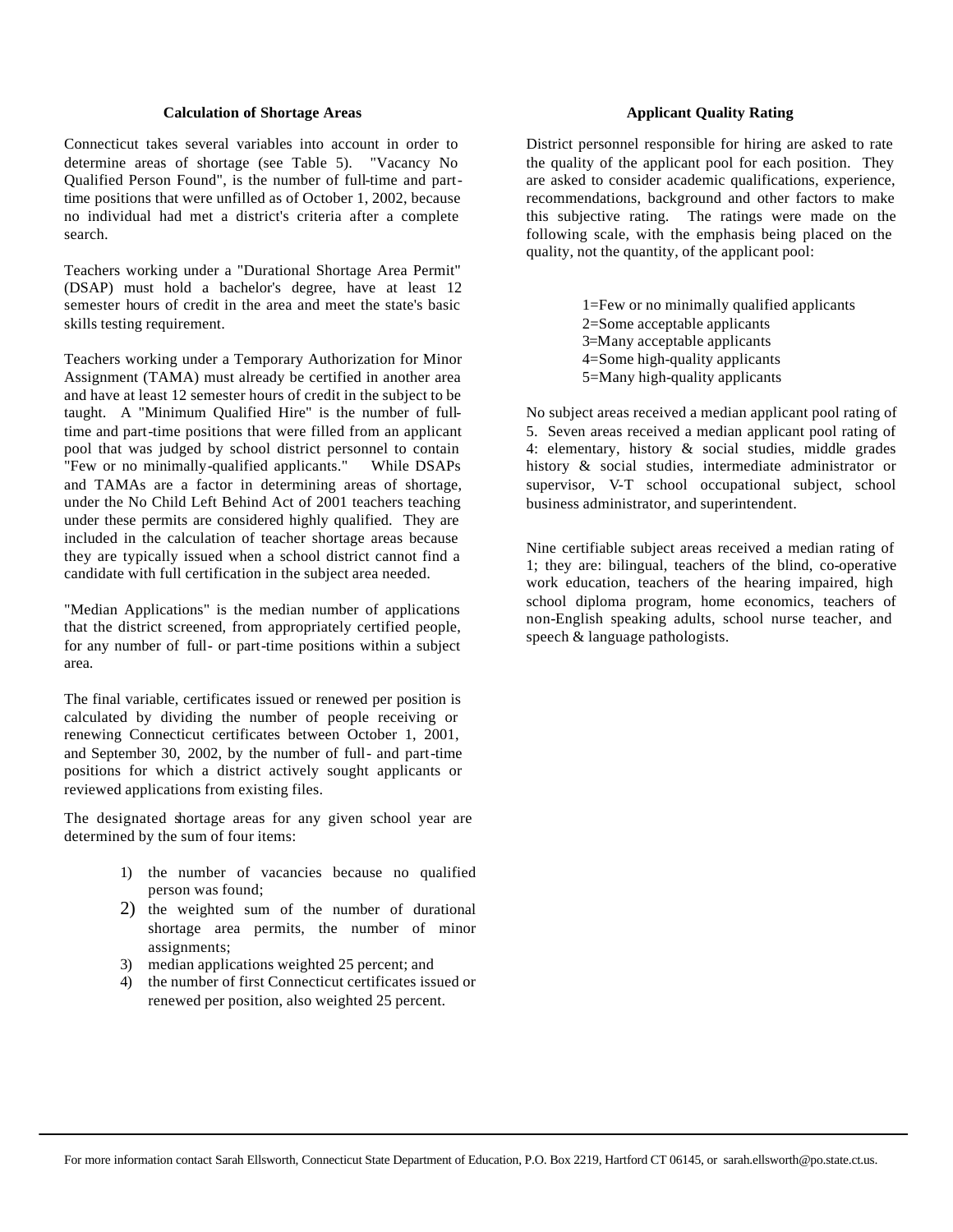### Calculation of Shortage Areas

Connecticut takes several variables into account in order to determine areas of shortage (see Table 5). "Vacancy No Qualified Person Found", is the number of full-time and part-time positions that were unfilled as of October 1, 2002, because no individual had met a district's criteria after a complete search.

Teachers working under a "Durational Shortage Area Permit" (DSAP) must hold a bachelor's degree, have at least 12 semester hours of credit in the area and meet the state's basic skills testing requirement.

Teachers working under a Temporary Authorization for Minor Assignment (TAMA) must already be certified in another area and have at least 12 semester hours of credit in the subject to be taught. A "Minimum Qualified Hire" is the number of full-time and part-time positions that were filled from an applicant pool that was judged by school district personnel to contain "Few or no minimally-qualified applicants." While DSAPs and TAMAs are a factor in determining areas of shortage, under the No Child Left Behind Act of 2001 teachers teaching under these permits are considered highly qualified. They are included in the calculation of teacher shortage areas because they are typically issued when a school district cannot find a candidate with full certification in the subject area needed.

"Median Applications" is the median number of applications that the district screened, from appropriately certified people, for any number of full- or part-time positions within a subject area.

The final variable, certificates issued or renewed per position is calculated by dividing the number of people receiving or renewing Connecticut certificates between October 1, 2001, and September 30, 2002, by the number of full- and part-time positions for which a district actively sought applicants or reviewed applications from existing files.

The designated shortage areas for any given school year are determined by the sum of four items:

1) the number of vacancies because no qualified person was found;
2) the weighted sum of the number of durational shortage area permits, the number of minor assignments;
3) median applications weighted 25 percent; and
4) the number of first Connecticut certificates issued or renewed per position, also weighted 25 percent.

### Applicant Quality Rating

District personnel responsible for hiring are asked to rate the quality of the applicant pool for each position. They are asked to consider academic qualifications, experience, recommendations, background and other factors to make this subjective rating. The ratings were made on the following scale, with the emphasis being placed on the quality, not the quantity, of the applicant pool:

1=Few or no minimally qualified applicants
2=Some acceptable applicants
3=Many acceptable applicants
4=Some high-quality applicants
5=Many high-quality applicants

No subject areas received a median applicant pool rating of 5. Seven areas received a median applicant pool rating of 4: elementary, history & social studies, middle grades history & social studies, intermediate administrator or supervisor, V-T school occupational subject, school business administrator, and superintendent.

Nine certifiable subject areas received a median rating of 1; they are: bilingual, teachers of the blind, co-operative work education, teachers of the hearing impaired, high school diploma program, home economics, teachers of non-English speaking adults, school nurse teacher, and speech & language pathologists.

For more information contact Sarah Ellsworth, Connecticut State Department of Education, P.O. Box 2219, Hartford CT 06145, or sarah.ellsworth@po.state.ct.us.